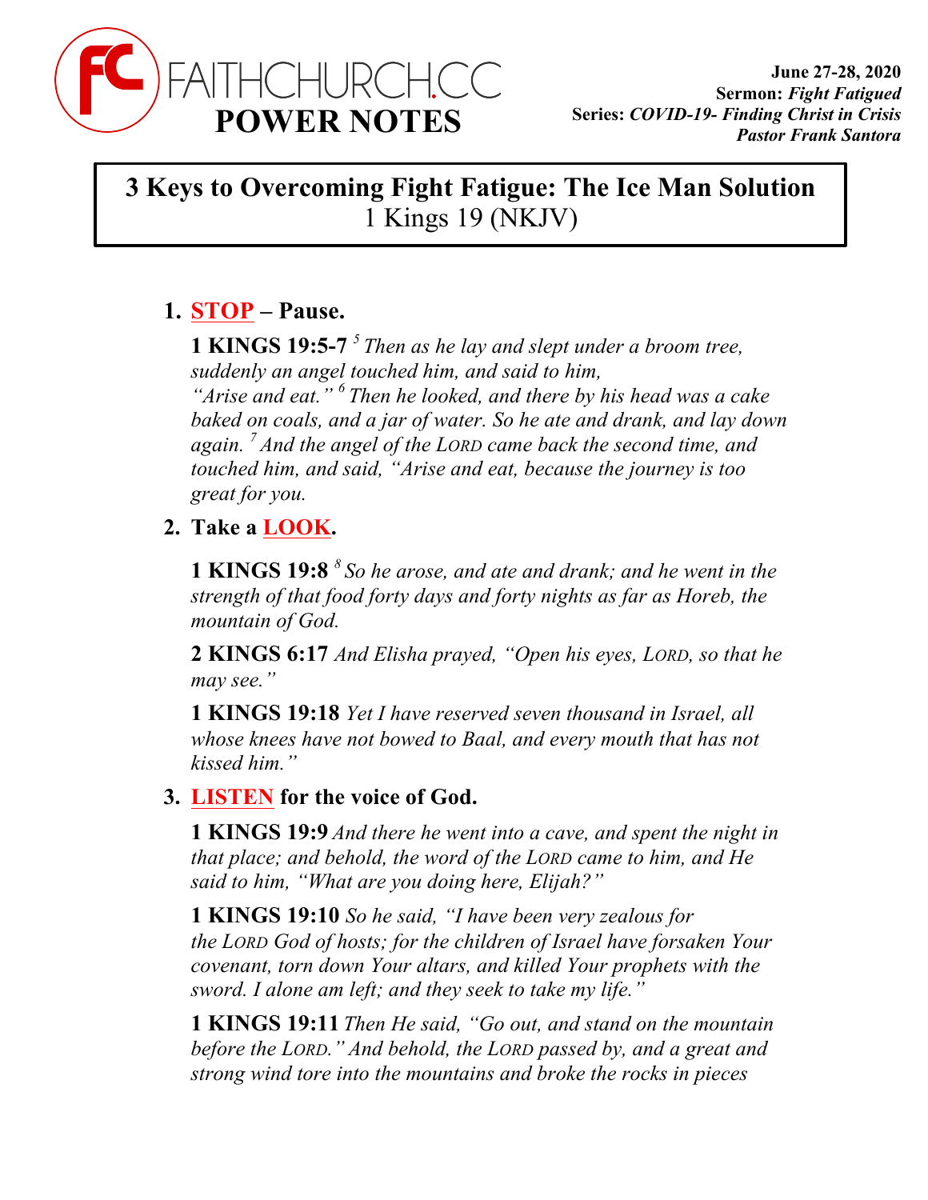**FAITHCHURCH.CC**
**POWER NOTES**

**June 27-28, 2020**
**Sermon:** ***Fight Fatigued***
**Series:** ***COVID-19- Finding Christ in Crisis***
***Pastor Frank Santora***

# 3 Keys to Overcoming Fight Fatigue: The Ice Man Solution
1 Kings 19 (NKJV)

1. **STOP – Pause.**

   **1 KINGS 19:5-7** *[5] Then as he lay and slept under a broom tree, suddenly an angel touched him, and said to him, "Arise and eat." [6] Then he looked, and there by his head was a cake baked on coals, and a jar of water. So he ate and drank, and lay down again. [7] And the angel of the LORD came back the second time, and touched him, and said, "Arise and eat, because the journey is too great for you.*

2. **Take a LOOK.**

   **1 KINGS 19:8** *[8] So he arose, and ate and drank; and he went in the strength of that food forty days and forty nights as far as Horeb, the mountain of God.*

   **2 KINGS 6:17** *And Elisha prayed, "Open his eyes, LORD, so that he may see."*

   **1 KINGS 19:18** *Yet I have reserved seven thousand in Israel, all whose knees have not bowed to Baal, and every mouth that has not kissed him."*

3. **LISTEN for the voice of God.**

   **1 KINGS 19:9** *And there he went into a cave, and spent the night in that place; and behold, the word of the LORD came to him, and He said to him, "What are you doing here, Elijah?"*

   **1 KINGS 19:10** *So he said, "I have been very zealous for the LORD God of hosts; for the children of Israel have forsaken Your covenant, torn down Your altars, and killed Your prophets with the sword. I alone am left; and they seek to take my life."*

   **1 KINGS 19:11** *Then He said, "Go out, and stand on the mountain before the LORD." And behold, the LORD passed by, and a great and strong wind tore into the mountains and broke the rocks in pieces*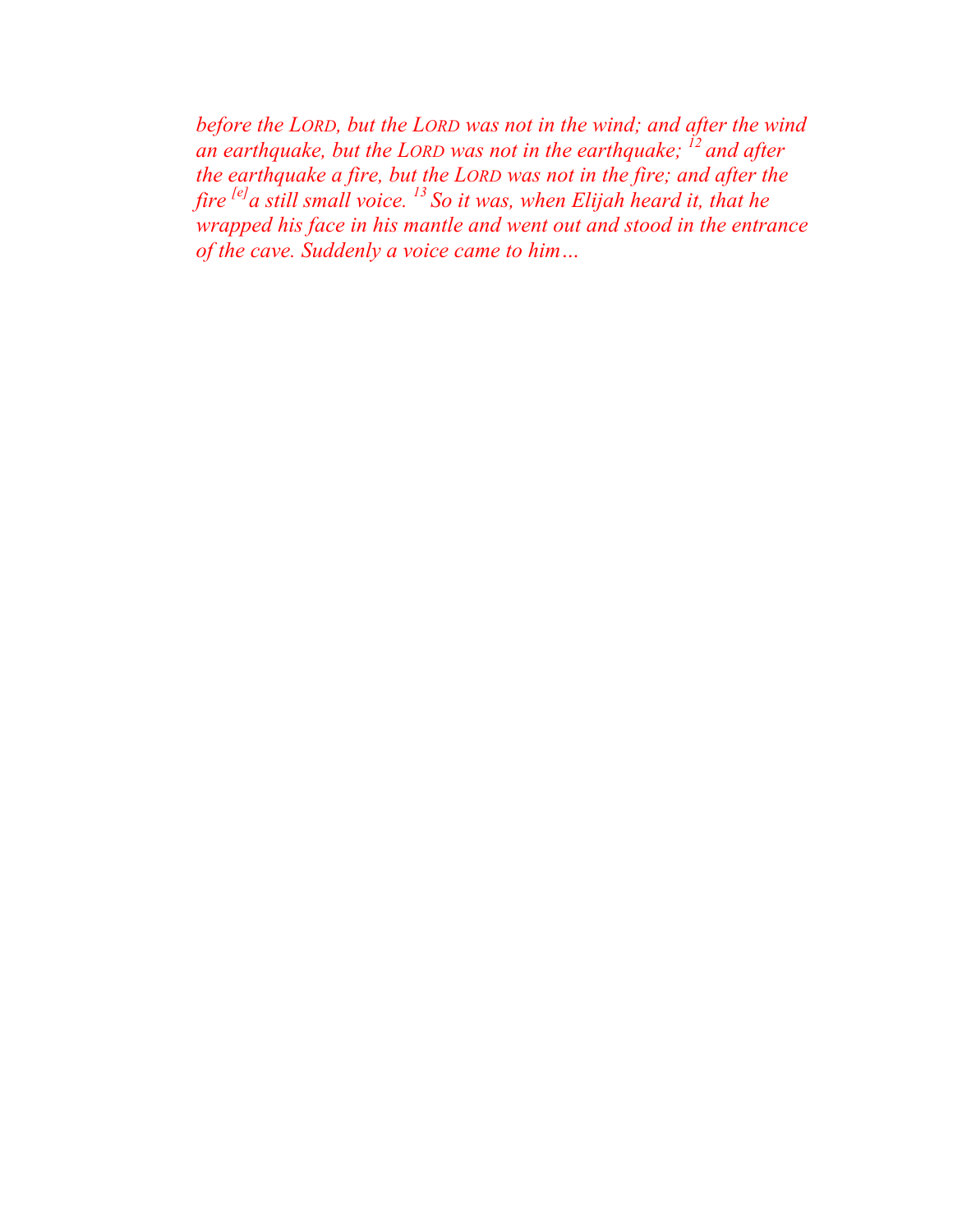*before the LORD, but the LORD was not in the wind; and after the wind an earthquake, but the LORD was not in the earthquake; [12] and after the earthquake a fire, but the LORD was not in the fire; and after the fire [e] a still small voice. [13] So it was, when Elijah heard it, that he wrapped his face in his mantle and went out and stood in the entrance of the cave. Suddenly a voice came to him…*